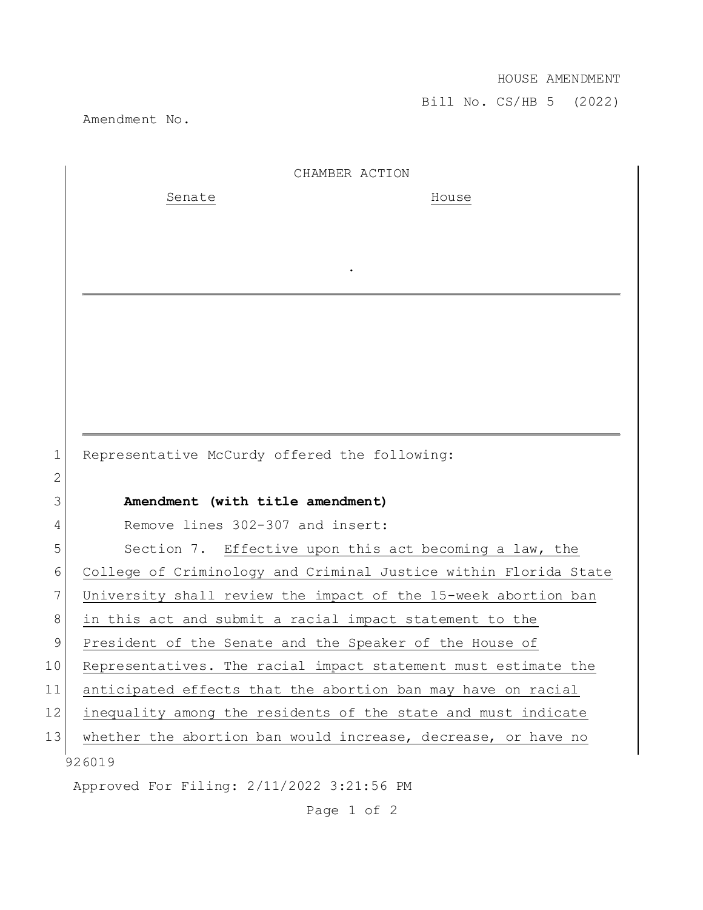HOUSE AMENDMENT

Bill No. CS/HB 5 (2022)

Amendment No.

CHAMBER ACTION

| Senate | House |
| --- | --- |
| | . |

Representative McCurdy offered the following:

**Amendment (with title amendment)**

Remove lines 302-307 and insert:

Section 7. Effective upon this act becoming a law, the College of Criminology and Criminal Justice within Florida State University shall review the impact of the 15-week abortion ban in this act and submit a racial impact statement to the President of the Senate and the Speaker of the House of Representatives. The racial impact statement must estimate the anticipated effects that the abortion ban may have on racial inequality among the residents of the state and must indicate whether the abortion ban would increase, decrease, or have no

926019

Approved For Filing: 2/11/2022 3:21:56 PM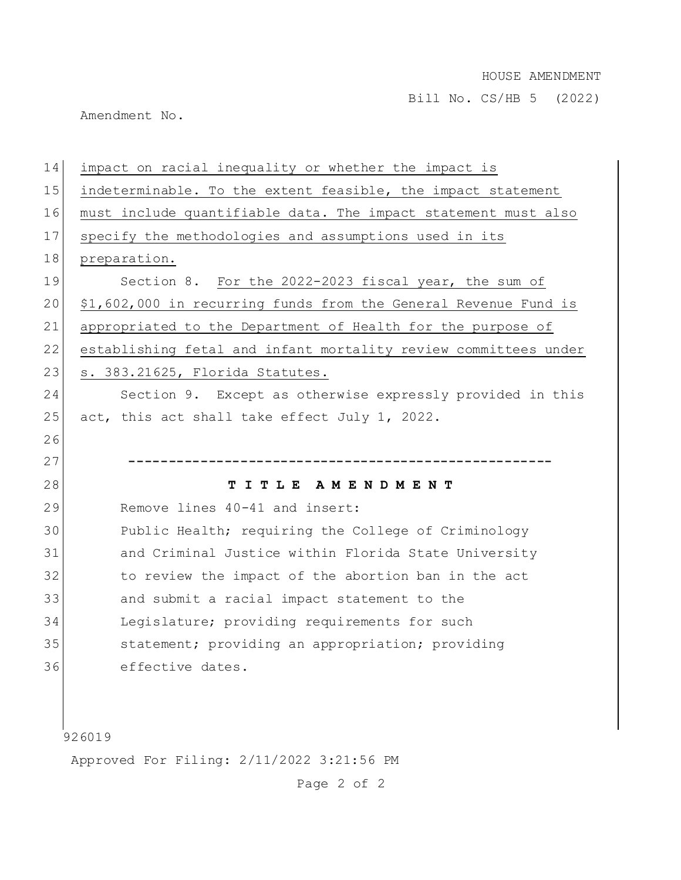impact on racial inequality or whether the impact is indeterminable. To the extent feasible, the impact statement must include quantifiable data. The impact statement must also specify the methodologies and assumptions used in its preparation.

Section 8. For the 2022-2023 fiscal year, the sum of $1,602,000 in recurring funds from the General Revenue Fund is appropriated to the Department of Health for the purpose of establishing fetal and infant mortality review committees under s. 383.21625, Florida Statutes.

Section 9. Except as otherwise expressly provided in this act, this act shall take effect July 1, 2022.

-----------------------------------------------------

**T I T L E A M E N D M E N T**

Remove lines 40-41 and insert:

Public Health; requiring the College of Criminology and Criminal Justice within Florida State University to review the impact of the abortion ban in the act and submit a racial impact statement to the Legislature; providing requirements for such statement; providing an appropriation; providing effective dates.

926019

Approved For Filing: 2/11/2022 3:21:56 PM